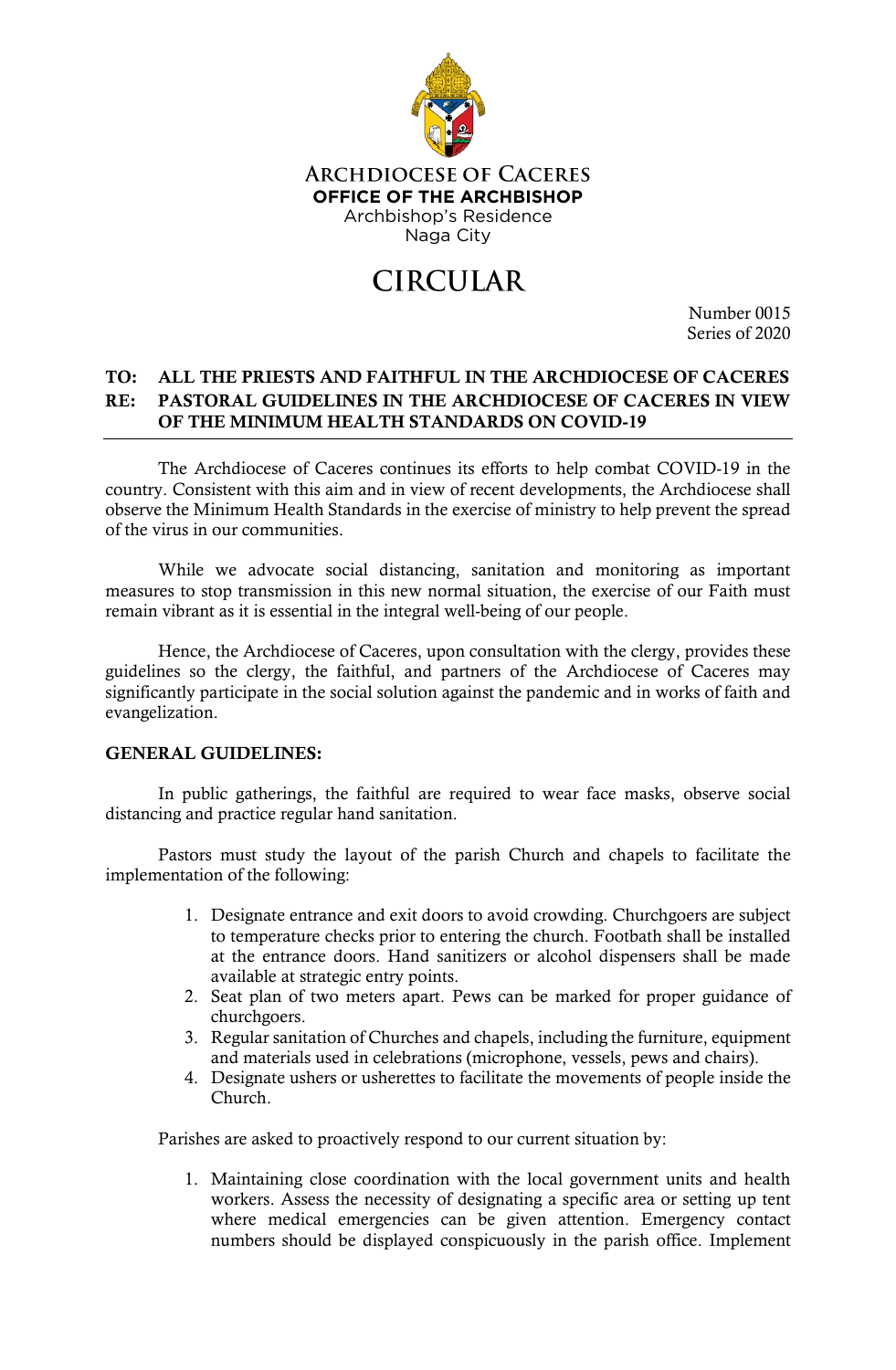ARCHDIOCESE OF CACERES
**OFFICE OF THE ARCHBISHOP**
Archbishop's Residence
Naga City

# CIRCULAR

Number 0015
Series of 2020

**TO: ALL THE PRIESTS AND FAITHFUL IN THE ARCHDIOCESE OF CACERES**
**RE: PASTORAL GUIDELINES IN THE ARCHDIOCESE OF CACERES IN VIEW OF THE MINIMUM HEALTH STANDARDS ON COVID-19**

---

The Archdiocese of Caceres continues its efforts to help combat COVID-19 in the country. Consistent with this aim and in view of recent developments, the Archdiocese shall observe the Minimum Health Standards in the exercise of ministry to help prevent the spread of the virus in our communities.

While we advocate social distancing, sanitation and monitoring as important measures to stop transmission in this new normal situation, the exercise of our Faith must remain vibrant as it is essential in the integral well-being of our people.

Hence, the Archdiocese of Caceres, upon consultation with the clergy, provides these guidelines so the clergy, the faithful, and partners of the Archdiocese of Caceres may significantly participate in the social solution against the pandemic and in works of faith and evangelization.

**GENERAL GUIDELINES:**

In public gatherings, the faithful are required to wear face masks, observe social distancing and practice regular hand sanitation.

Pastors must study the layout of the parish Church and chapels to facilitate the implementation of the following:

1. Designate entrance and exit doors to avoid crowding. Churchgoers are subject to temperature checks prior to entering the church. Footbath shall be installed at the entrance doors. Hand sanitizers or alcohol dispensers shall be made available at strategic entry points.
2. Seat plan of two meters apart. Pews can be marked for proper guidance of churchgoers.
3. Regular sanitation of Churches and chapels, including the furniture, equipment and materials used in celebrations (microphone, vessels, pews and chairs).
4. Designate ushers or usherettes to facilitate the movements of people inside the Church.

Parishes are asked to proactively respond to our current situation by:

1. Maintaining close coordination with the local government units and health workers. Assess the necessity of designating a specific area or setting up tent where medical emergencies can be given attention. Emergency contact numbers should be displayed conspicuously in the parish office. Implement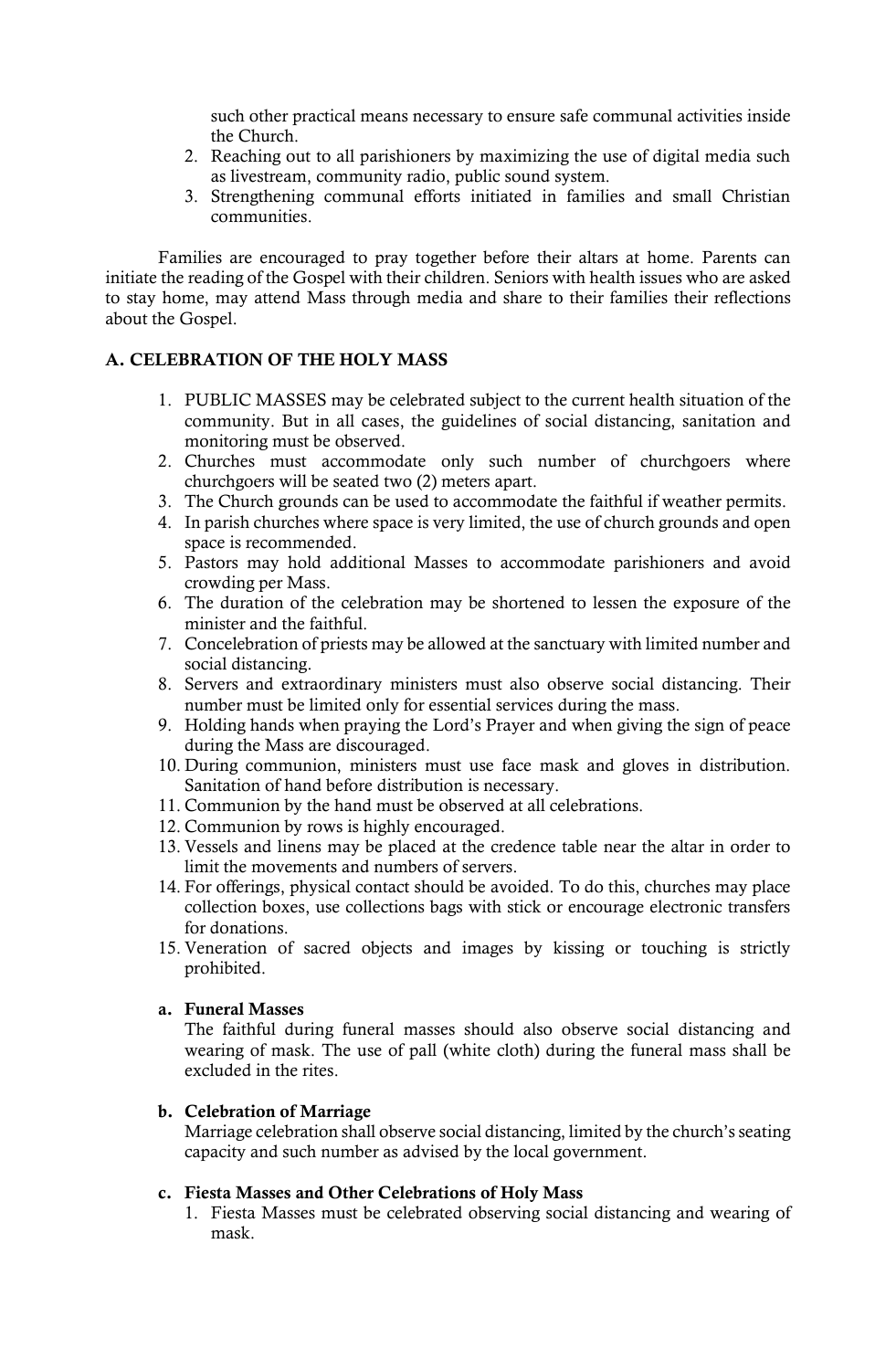such other practical means necessary to ensure safe communal activities inside the Church.

2. Reaching out to all parishioners by maximizing the use of digital media such as livestream, community radio, public sound system.
3. Strengthening communal efforts initiated in families and small Christian communities.

Families are encouraged to pray together before their altars at home. Parents can initiate the reading of the Gospel with their children. Seniors with health issues who are asked to stay home, may attend Mass through media and share to their families their reflections about the Gospel.

## A. CELEBRATION OF THE HOLY MASS

1. PUBLIC MASSES may be celebrated subject to the current health situation of the community. But in all cases, the guidelines of social distancing, sanitation and monitoring must be observed.
2. Churches must accommodate only such number of churchgoers where churchgoers will be seated two (2) meters apart.
3. The Church grounds can be used to accommodate the faithful if weather permits.
4. In parish churches where space is very limited, the use of church grounds and open space is recommended.
5. Pastors may hold additional Masses to accommodate parishioners and avoid crowding per Mass.
6. The duration of the celebration may be shortened to lessen the exposure of the minister and the faithful.
7. Concelebration of priests may be allowed at the sanctuary with limited number and social distancing.
8. Servers and extraordinary ministers must also observe social distancing. Their number must be limited only for essential services during the mass.
9. Holding hands when praying the Lord's Prayer and when giving the sign of peace during the Mass are discouraged.
10. During communion, ministers must use face mask and gloves in distribution. Sanitation of hand before distribution is necessary.
11. Communion by the hand must be observed at all celebrations.
12. Communion by rows is highly encouraged.
13. Vessels and linens may be placed at the credence table near the altar in order to limit the movements and numbers of servers.
14. For offerings, physical contact should be avoided. To do this, churches may place collection boxes, use collections bags with stick or encourage electronic transfers for donations.
15. Veneration of sacred objects and images by kissing or touching is strictly prohibited.

### a. Funeral Masses

The faithful during funeral masses should also observe social distancing and wearing of mask. The use of pall (white cloth) during the funeral mass shall be excluded in the rites.

### b. Celebration of Marriage

Marriage celebration shall observe social distancing, limited by the church's seating capacity and such number as advised by the local government.

### c. Fiesta Masses and Other Celebrations of Holy Mass

1. Fiesta Masses must be celebrated observing social distancing and wearing of mask.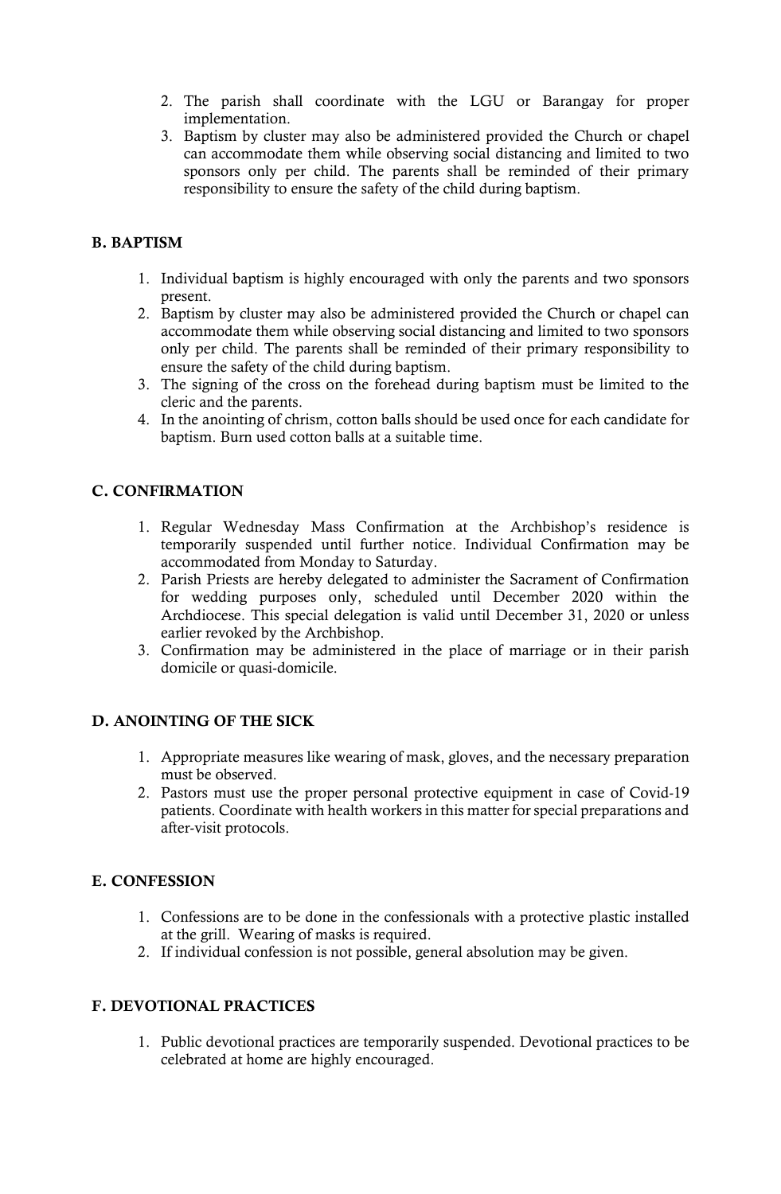2. The parish shall coordinate with the LGU or Barangay for proper implementation.
3. Baptism by cluster may also be administered provided the Church or chapel can accommodate them while observing social distancing and limited to two sponsors only per child. The parents shall be reminded of their primary responsibility to ensure the safety of the child during baptism.

## B. BAPTISM

1. Individual baptism is highly encouraged with only the parents and two sponsors present.
2. Baptism by cluster may also be administered provided the Church or chapel can accommodate them while observing social distancing and limited to two sponsors only per child. The parents shall be reminded of their primary responsibility to ensure the safety of the child during baptism.
3. The signing of the cross on the forehead during baptism must be limited to the cleric and the parents.
4. In the anointing of chrism, cotton balls should be used once for each candidate for baptism. Burn used cotton balls at a suitable time.

## C. CONFIRMATION

1. Regular Wednesday Mass Confirmation at the Archbishop's residence is temporarily suspended until further notice. Individual Confirmation may be accommodated from Monday to Saturday.
2. Parish Priests are hereby delegated to administer the Sacrament of Confirmation for wedding purposes only, scheduled until December 2020 within the Archdiocese. This special delegation is valid until December 31, 2020 or unless earlier revoked by the Archbishop.
3. Confirmation may be administered in the place of marriage or in their parish domicile or quasi-domicile.

## D. ANOINTING OF THE SICK

1. Appropriate measures like wearing of mask, gloves, and the necessary preparation must be observed.
2. Pastors must use the proper personal protective equipment in case of Covid-19 patients. Coordinate with health workers in this matter for special preparations and after-visit protocols.

## E. CONFESSION

1. Confessions are to be done in the confessionals with a protective plastic installed at the grill. Wearing of masks is required.
2. If individual confession is not possible, general absolution may be given.

## F. DEVOTIONAL PRACTICES

1. Public devotional practices are temporarily suspended. Devotional practices to be celebrated at home are highly encouraged.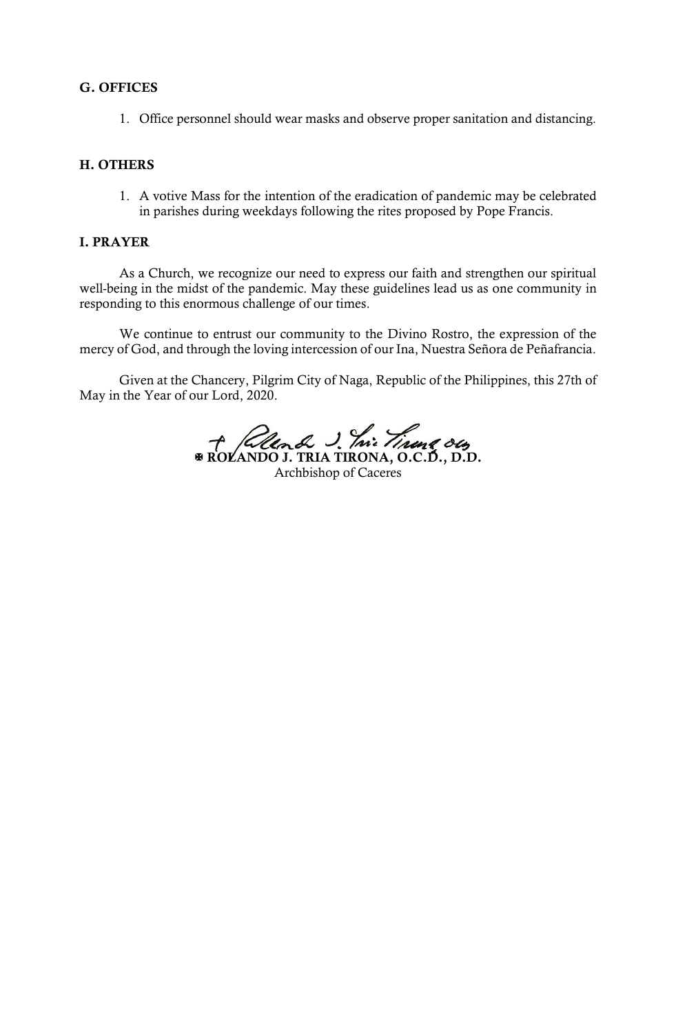## G. OFFICES

1. Office personnel should wear masks and observe proper sanitation and distancing.

## H. OTHERS

1. A votive Mass for the intention of the eradication of pandemic may be celebrated in parishes during weekdays following the rites proposed by Pope Francis.

## I. PRAYER

As a Church, we recognize our need to express our faith and strengthen our spiritual well-being in the midst of the pandemic. May these guidelines lead us as one community in responding to this enormous challenge of our times.

We continue to entrust our community to the Divino Rostro, the expression of the mercy of God, and through the loving intercession of our Ina, Nuestra Señora de Peñafrancia.

Given at the Chancery, Pilgrim City of Naga, Republic of the Philippines, this 27th of May in the Year of our Lord, 2020.

✠ **ROLANDO J. TRIA TIRONA, O.C.D., D.D.**
Archbishop of Caceres